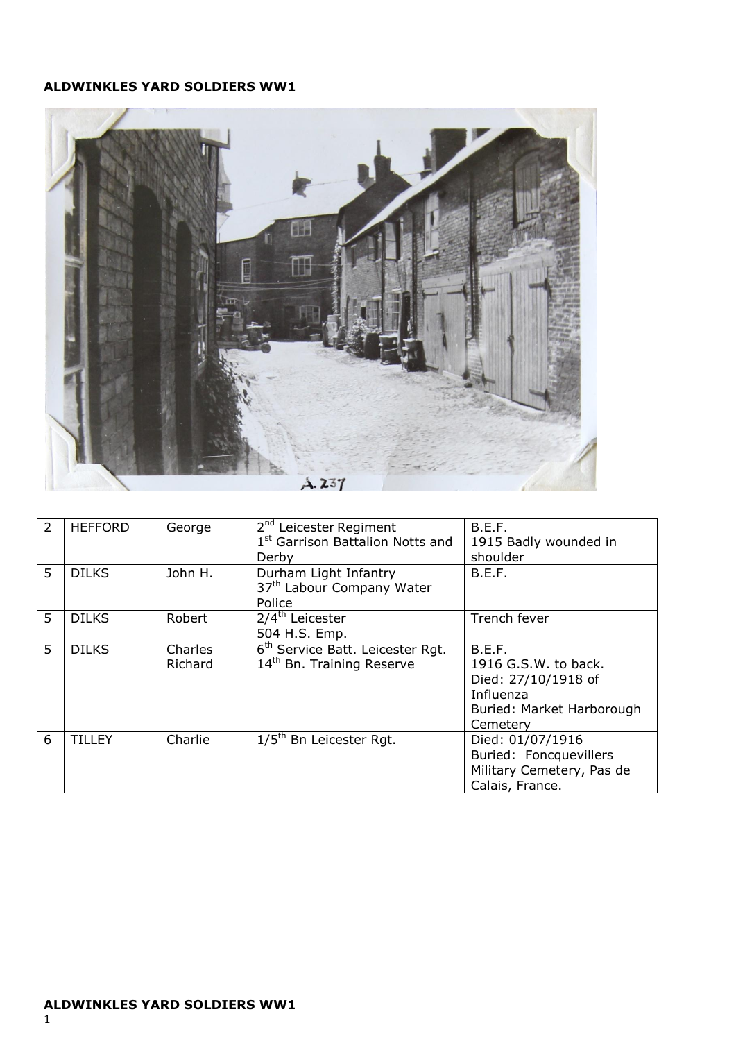**ALDWINKLES YARD SOLDIERS WW1**

| | | | | |
|---|---|---|---|---|
| 2 | HEFFORD | George | 2nd Leicester Regiment<br>1st Garrison Battalion Notts and Derby | B.E.F.<br>1915 Badly wounded in shoulder |
| 5 | DILKS | John H. | Durham Light Infantry<br>37th Labour Company Water Police | B.E.F. |
| 5 | DILKS | Robert | 2/4th Leicester<br>504 H.S. Emp. | Trench fever |
| 5 | DILKS | Charles Richard | 6th Service Batt. Leicester Rgt.<br>14th Bn. Training Reserve | B.E.F.<br>1916 G.S.W. to back.<br>Died: 27/10/1918 of Influenza<br>Buried: Market Harborough Cemetery |
| 6 | TILLEY | Charlie | 1/5th Bn Leicester Rgt. | Died: 01/07/1916<br>Buried: Foncquevillers Military Cemetery, Pas de Calais, France. |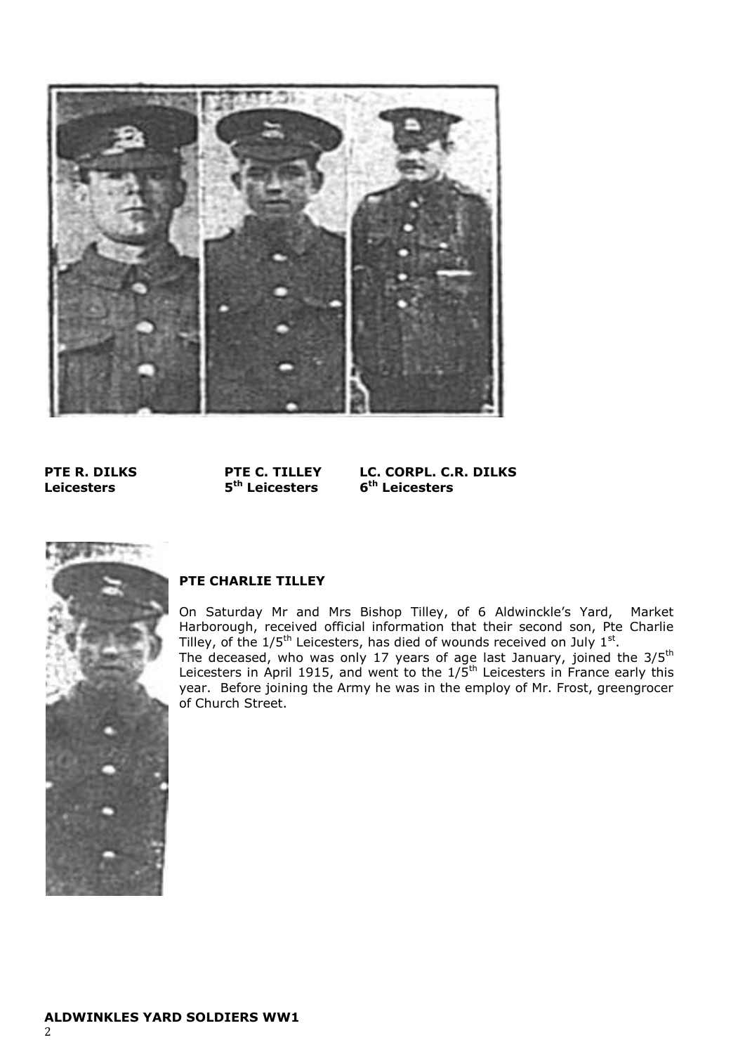| PTE R. DILKS | PTE C. TILLEY | LC. CORPL. C.R. DILKS |
|---|---|---|
| Leicesters | 5th Leicesters | 6th Leicesters |

## PTE CHARLIE TILLEY

On Saturday Mr and Mrs Bishop Tilley, of 6 Aldwinckle's Yard, Market Harborough, received official information that their second son, Pte Charlie Tilley, of the 1/5th Leicesters, has died of wounds received on July 1st.

The deceased, who was only 17 years of age last January, joined the 3/5th Leicesters in April 1915, and went to the 1/5th Leicesters in France early this year. Before joining the Army he was in the employ of Mr. Frost, greengrocer of Church Street.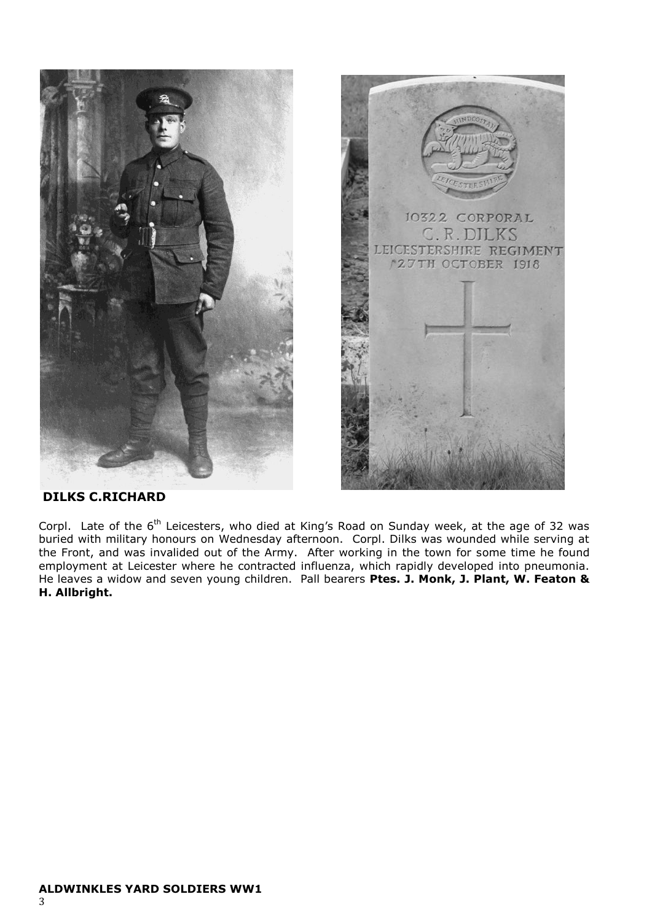**DILKS C.RICHARD**

Corpl. Late of the 6th Leicesters, who died at King's Road on Sunday week, at the age of 32 was buried with military honours on Wednesday afternoon. Corpl. Dilks was wounded while serving at the Front, and was invalided out of the Army. After working in the town for some time he found employment at Leicester where he contracted influenza, which rapidly developed into pneumonia. He leaves a widow and seven young children. Pall bearers **Ptes. J. Monk, J. Plant, W. Featon & H. Allbright.**